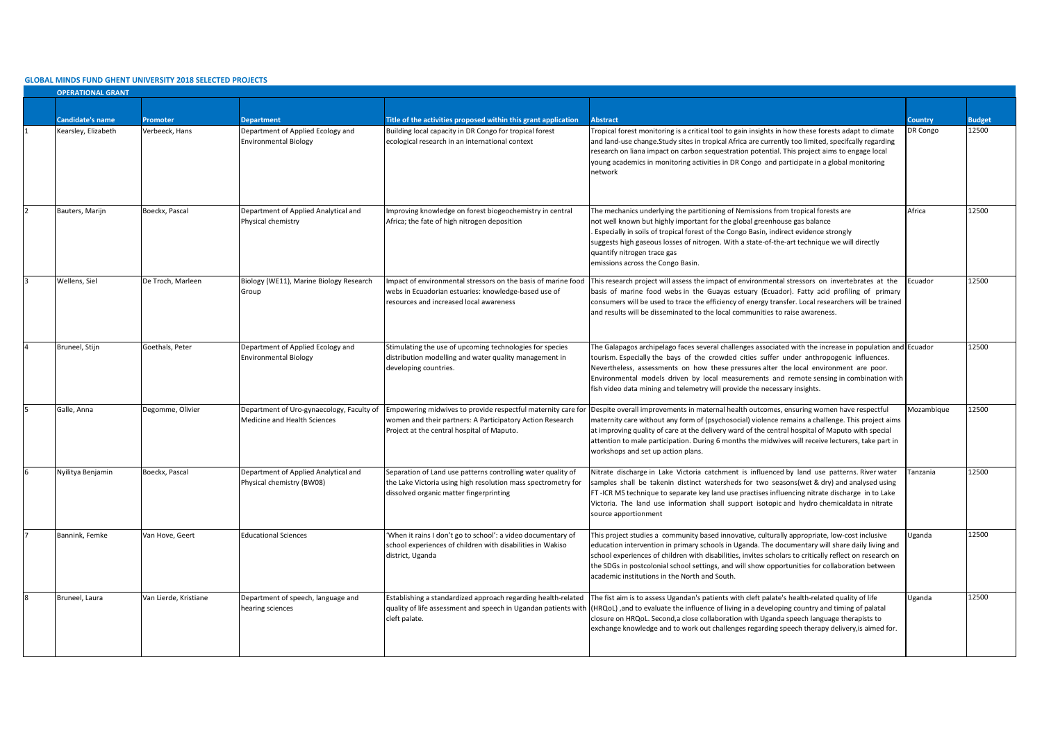**GLOBAL MINDS FUND GHENT UNIVERSITY 2018 SELECTED PROJECTS**

**OPERATIONAL GRANT**

| | Candidate's name | Promoter | Department | Title of the activities proposed within this grant application | Abstract | Country | Budget |
|---|---|---|---|---|---|---|---|
| 1 | Kearsley, Elizabeth | Verbeeck, Hans | Department of Applied Ecology and Environmental Biology | Building local capacity in DR Congo for tropical forest ecological research in an international context | Tropical forest monitoring is a critical tool to gain insights in how these forests adapt to climate and land-use change.Study sites in tropical Africa are currently too limited, specifcally regarding research on liana impact on carbon sequestration potential. This project aims to engage local young academics in monitoring activities in DR Congo and participate in a global monitoring network | DR Congo | 12500 |
| 2 | Bauters, Marijn | Boeckx, Pascal | Department of Applied Analytical and Physical chemistry | Improving knowledge on forest biogeochemistry in central Africa; the fate of high nitrogen deposition | The mechanics underlying the partitioning of Nemissions from tropical forests are not well known but highly important for the global greenhouse gas balance . Especially in soils of tropical forest of the Congo Basin, indirect evidence strongly suggests high gaseous losses of nitrogen. With a state-of-the-art technique we will directly quantify nitrogen trace gas emissions across the Congo Basin. | Africa | 12500 |
| 3 | Wellens, Siel | De Troch, Marleen | Biology (WE11), Marine Biology Research Group | Impact of environmental stressors on the basis of marine food webs in Ecuadorian estuaries: knowledge-based use of resources and increased local awareness | This research project will assess the impact of environmental stressors on invertebrates at the basis of marine food webs in the Guayas estuary (Ecuador). Fatty acid profiling of primary consumers will be used to trace the efficiency of energy transfer. Local researchers will be trained and results will be disseminated to the local communities to raise awareness. | Ecuador | 12500 |
| 4 | Bruneel, Stijn | Goethals, Peter | Department of Applied Ecology and Environmental Biology | Stimulating the use of upcoming technologies for species distribution modelling and water quality management in developing countries. | The Galapagos archipelago faces several challenges associated with the increase in population and tourism. Especially the bays of the crowded cities suffer under anthropogenic influences. Nevertheless, assessments on how these pressures alter the local environment are poor. Environmental models driven by local measurements and remote sensing in combination with fish video data mining and telemetry will provide the necessary insights. | Ecuador | 12500 |
| 5 | Galle, Anna | Degomme, Olivier | Department of Uro-gynaecology, Faculty of Medicine and Health Sciences | Empowering midwives to provide respectful maternity care for women and their partners: A Participatory Action Research Project at the central hospital of Maputo. | Despite overall improvements in maternal health outcomes, ensuring women have respectful maternity care without any form of (psychosocial) violence remains a challenge. This project aims at improving quality of care at the delivery ward of the central hospital of Maputo with special attention to male participation. During 6 months the midwives will receive lecturers, take part in workshops and set up action plans. | Mozambique | 12500 |
| 6 | Nyilitya Benjamin | Boeckx, Pascal | Department of Applied Analytical and Physical chemistry (BW08) | Separation of Land use patterns controlling water quality of the Lake Victoria using high resolution mass spectrometry for dissolved organic matter fingerprinting | Nitrate discharge in Lake Victoria catchment is influenced by land use patterns. River water samples shall be takenin distinct watersheds for two seasons(wet & dry) and analysed using FT -ICR MS technique to separate key land use practises influencing nitrate discharge in to Lake Victoria. The land use information shall support isotopic and hydro chemicaldata in nitrate source apportionment | Tanzania | 12500 |
| 7 | Bannink, Femke | Van Hove, Geert | Educational Sciences | 'When it rains I don't go to school': a video documentary of school experiences of children with disabilities in Wakiso district, Uganda | This project studies a community based innovative, culturally appropriate, low-cost inclusive education intervention in primary schools in Uganda. The documentary will share daily living and school experiences of children with disabilities, invites scholars to critically reflect on research on the SDGs in postcolonial school settings, and will show opportunities for collaboration between academic institutions in the North and South. | Uganda | 12500 |
| 8 | Bruneel, Laura | Van Lierde, Kristiane | Department of speech, language and hearing sciences | Establishing a standardized approach regarding health-related quality of life assessment and speech in Ugandan patients with cleft palate. | The fist aim is to assess Ugandan's patients with cleft palate's health-related quality of life (HRQoL) ,and to evaluate the influence of living in a developing country and timing of palatal closure on HRQoL. Second,a close collaboration with Uganda speech language therapists to exchange knowledge and to work out challenges regarding speech therapy delivery,is aimed for. | Uganda | 12500 |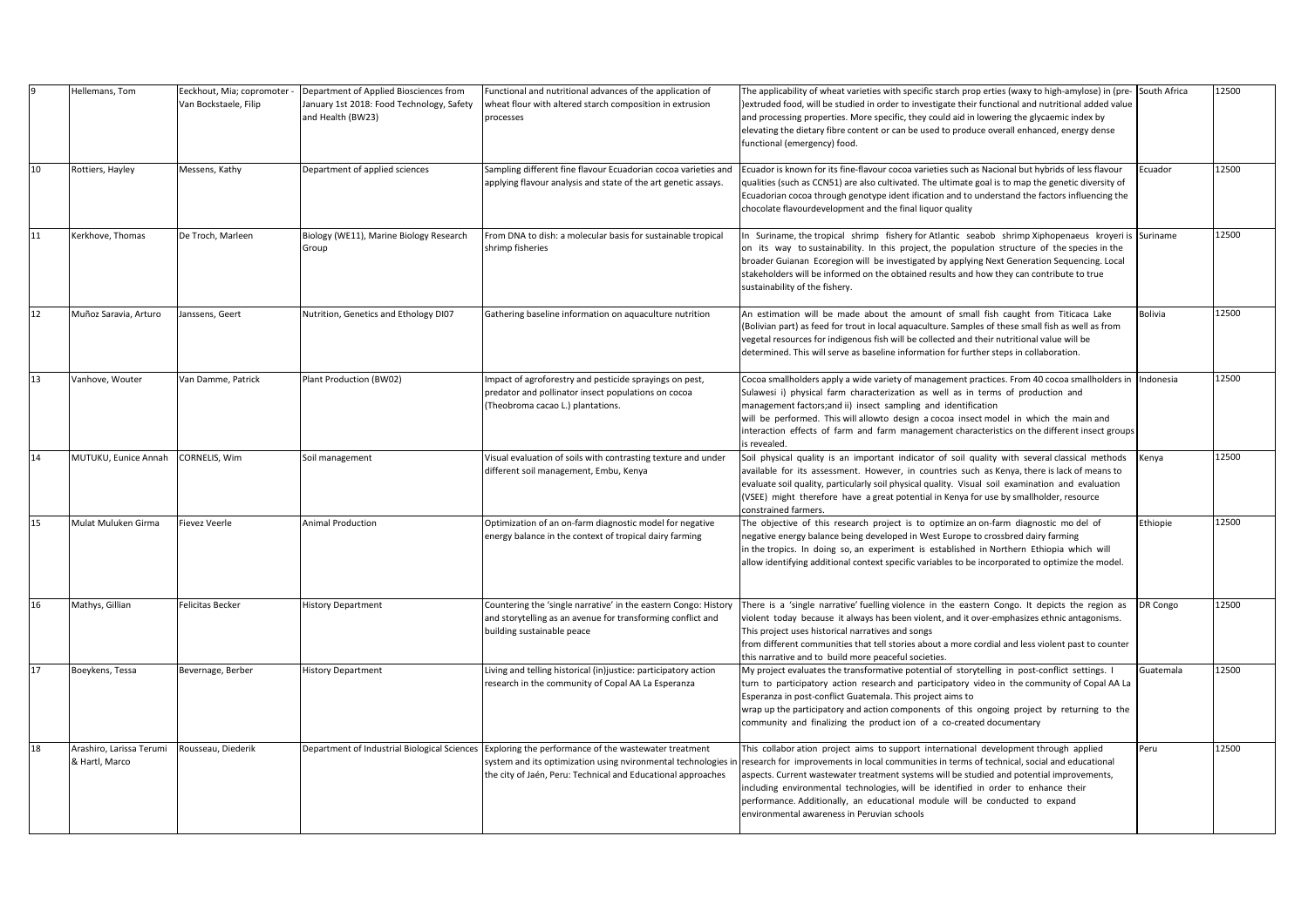| 9 | Hellemans, Tom | Eeckhout, Mia; copromoter - Van Bockstaele, Filip | Department of Applied Biosciences from January 1st 2018: Food Technology, Safety and Health (BW23) | Functional and nutritional advances of the application of wheat flour with altered starch composition in extrusion processes | The applicability of wheat varieties with specific starch prop erties (waxy to high-amylose) in (pre-)extruded food, will be studied in order to investigate their functional and nutritional added value and processing properties. More specific, they could aid in lowering the glycaemic index by elevating the dietary fibre content or can be used to produce overall enhanced, energy dense functional (emergency) food. | South Africa | 12500 |
|---|---|---|---|---|---|---|---|
| 10 | Rottiers, Hayley | Messens, Kathy | Department of applied sciences | Sampling different fine flavour Ecuadorian cocoa varieties and applying flavour analysis and state of the art genetic assays. | Ecuador is known for its fine-flavour cocoa varieties such as Nacional but hybrids of less flavour qualities (such as CCN51) are also cultivated. The ultimate goal is to map the genetic diversity of Ecuadorian cocoa through genotype ident ification and to understand the factors influencing the chocolate flavourdevelopment and the final liquor quality | Ecuador | 12500 |
| 11 | Kerkhove, Thomas | De Troch, Marleen | Biology (WE11), Marine Biology Research Group | From DNA to dish: a molecular basis for sustainable tropical shrimp fisheries | In Suriname, the tropical shrimp fishery for Atlantic seabob shrimp Xiphopenaeus kroyeri is on its way to sustainability. In this project, the population structure of the species in the broader Guianan Ecoregion will be investigated by applying Next Generation Sequencing. Local stakeholders will be informed on the obtained results and how they can contribute to true sustainability of the fishery. | Suriname | 12500 |
| 12 | Muñoz Saravia, Arturo | Janssens, Geert | Nutrition, Genetics and Ethology DI07 | Gathering baseline information on aquaculture nutrition | An estimation will be made about the amount of small fish caught from Titicaca Lake (Bolivian part) as feed for trout in local aquaculture. Samples of these small fish as well as from vegetal resources for indigenous fish will be collected and their nutritional value will be determined. This will serve as baseline information for further steps in collaboration. | Bolivia | 12500 |
| 13 | Vanhove, Wouter | Van Damme, Patrick | Plant Production (BW02) | Impact of agroforestry and pesticide sprayings on pest, predator and pollinator insect populations on cocoa (Theobroma cacao L.) plantations. | Cocoa smallholders apply a wide variety of management practices. From 40 cocoa smallholders in Sulawesi i) physical farm characterization as well as in terms of production and management factors;and ii) insect sampling and identification will be performed. This will allowto design a cocoa insect model in which the main and interaction effects of farm and farm management characteristics on the different insect groups is revealed. | Indonesia | 12500 |
| 14 | MUTUKU, Eunice Annah | CORNELIS, Wim | Soil management | Visual evaluation of soils with contrasting texture and under different soil management, Embu, Kenya | Soil physical quality is an important indicator of soil quality with several classical methods available for its assessment. However, in countries such as Kenya, there is lack of means to evaluate soil quality, particularly soil physical quality. Visual soil examination and evaluation (VSEE) might therefore have a great potential in Kenya for use by smallholder, resource constrained farmers. | Kenya | 12500 |
| 15 | Mulat Muluken Girma | Fievez Veerle | Animal Production | Optimization of an on-farm diagnostic model for negative energy balance in the context of tropical dairy farming | The objective of this research project is to optimize an on-farm diagnostic mo del of negative energy balance being developed in West Europe to crossbred dairy farming in the tropics. In doing so, an experiment is established in Northern Ethiopia which will allow identifying additional context specific variables to be incorporated to optimize the model. | Ethiopie | 12500 |
| 16 | Mathys, Gillian | Felicitas Becker | History Department | Countering the 'single narrative' in the eastern Congo: History and storytelling as an avenue for transforming conflict and building sustainable peace | There is a 'single narrative' fuelling violence in the eastern Congo. It depicts the region as violent today because it always has been violent, and it over-emphasizes ethnic antagonisms. This project uses historical narratives and songs from different communities that tell stories about a more cordial and less violent past to counter this narrative and to build more peaceful societies. | DR Congo | 12500 |
| 17 | Boeykens, Tessa | Bevernage, Berber | History Department | Living and telling historical (in)justice: participatory action research in the community of Copal AA La Esperanza | My project evaluates the transformative potential of storytelling in post-conflict settings. I turn to participatory action research and participatory video in the community of Copal AA La Esperanza in post-conflict Guatemala. This project aims to wrap up the participatory and action components of this ongoing project by returning to the community and finalizing the product ion of a co-created documentary | Guatemala | 12500 |
| 18 | Arashiro, Larissa Terumi & Hartl, Marco | Rousseau, Diederik | Department of Industrial Biological Sciences | Exploring the performance of the wastewater treatment system and its optimization using nvironmental technologies in the city of Jaén, Peru: Technical and Educational approaches | This collabor ation project aims to support international development through applied research for improvements in local communities in terms of technical, social and educational aspects. Current wastewater treatment systems will be studied and potential improvements, including environmental technologies, will be identified in order to enhance their performance. Additionally, an educational module will be conducted to expand environmental awareness in Peruvian schools | Peru | 12500 |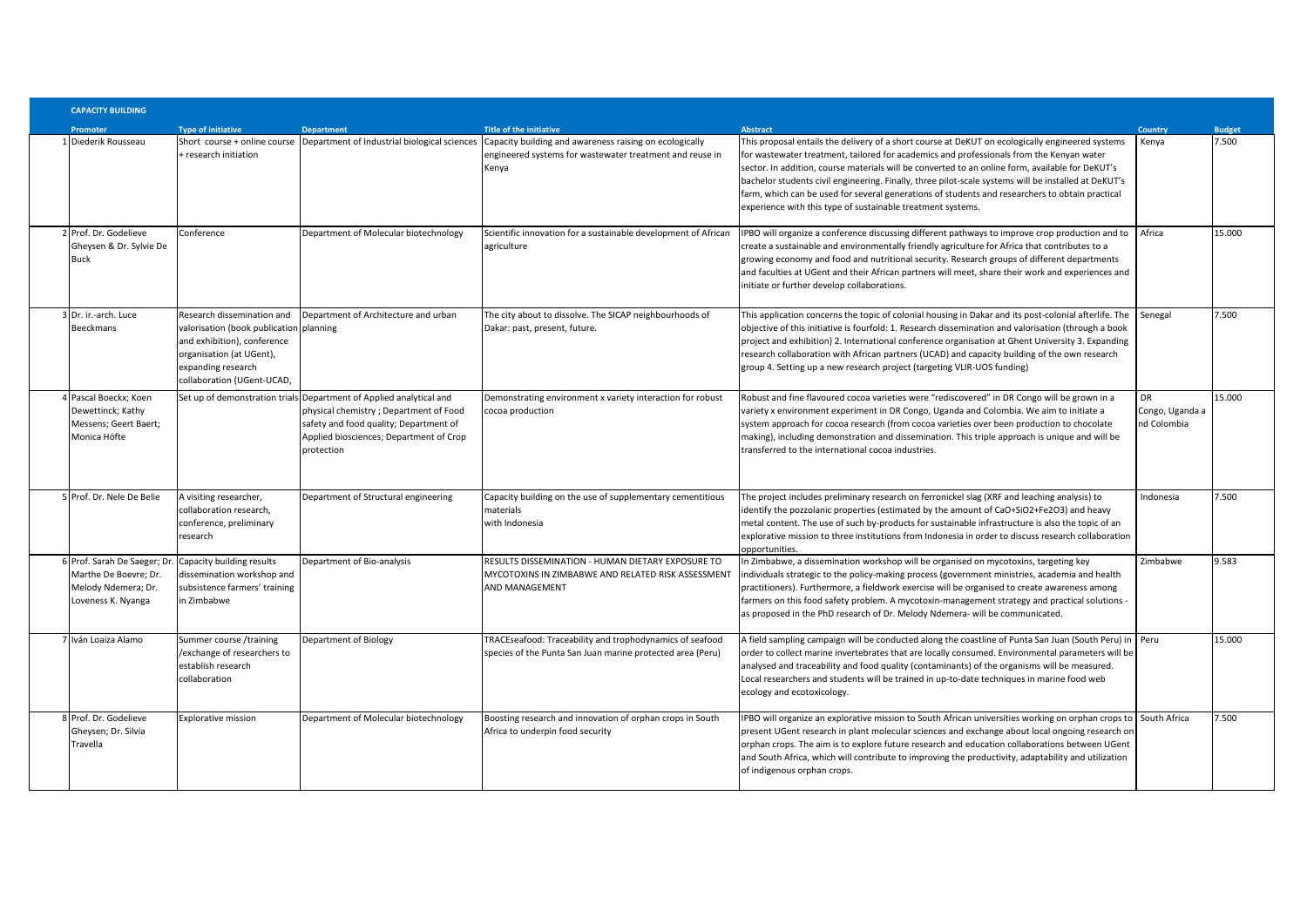**CAPACITY BUILDING**

| | Promoter | Type of initiative | Department | Title of the initiative | Abstract | Country | Budget |
|---|---|---|---|---|---|---|---|
| 1 | Diederik Rousseau | Short course + online course + research initiation | Department of Industrial biological sciences | Capacity building and awareness raising on ecologically engineered systems for wastewater treatment and reuse in Kenya | This proposal entails the delivery of a short course at DeKUT on ecologically engineered systems for wastewater treatment, tailored for academics and professionals from the Kenyan water sector. In addition, course materials will be converted to an online form, available for DeKUT's bachelor students civil engineering. Finally, three pilot-scale systems will be installed at DeKUT's farm, which can be used for several generations of students and researchers to obtain practical experience with this type of sustainable treatment systems. | Kenya | 7.500 |
| 2 | Prof. Dr. Godelieve Gheysen & Dr. Sylvie De Buck | Conference | Department of Molecular biotechnology | Scientific innovation for a sustainable development of African agriculture | IPBO will organize a conference discussing different pathways to improve crop production and to create a sustainable and environmentally friendly agriculture for Africa that contributes to a growing economy and food and nutritional security. Research groups of different departments and faculties at UGent and their African partners will meet, share their work and experiences and initiate or further develop collaborations. | Africa | 15.000 |
| 3 | Dr. ir.-arch. Luce Beeckmans | Research dissemination and valorisation (book publication and exhibition), conference organisation (at UGent), expanding research collaboration (UGent-UCAD, | Department of Architecture and urban planning | The city about to dissolve. The SICAP neighbourhoods of Dakar: past, present, future. | This application concerns the topic of colonial housing in Dakar and its post-colonial afterlife. The objective of this initiative is fourfold: 1. Research dissemination and valorisation (through a book project and exhibition) 2. International conference organisation at Ghent University 3. Expanding research collaboration with African partners (UCAD) and capacity building of the own research group 4. Setting up a new research project (targeting VLIR-UOS funding) | Senegal | 7.500 |
| 4 | Pascal Boeckx; Koen Dewettinck; Kathy Messens; Geert Baert; Monica Höfte | Set up of demonstration trials | Department of Applied analytical and physical chemistry ; Department of Food safety and food quality; Department of Applied biosciences; Department of Crop protection | Demonstrating environment x variety interaction for robust cocoa production | Robust and fine flavoured cocoa varieties were "rediscovered" in DR Congo will be grown in a variety x environment experiment in DR Congo, Uganda and Colombia. We aim to initiate a system approach for cocoa research (from cocoa varieties over been production to chocolate making), including demonstration and dissemination. This triple approach is unique and will be transferred to the international cocoa industries. | DR Congo, Uganda and Colombia | 15.000 |
| 5 | Prof. Dr. Nele De Belie | A visiting researcher, collaboration research, conference, preliminary research | Department of Structural engineering | Capacity building on the use of supplementary cementitious materials with Indonesia | The project includes preliminary research on ferronickel slag (XRF and leaching analysis) to identify the pozzolanic properties (estimated by the amount of $CaO+SiO_2+Fe_2O_3$) and heavy metal content. The use of such by-products for sustainable infrastructure is also the topic of an explorative mission to three institutions from Indonesia in order to discuss research collaboration opportunities. | Indonesia | 7.500 |
| 6 | Prof. Dr. Sarah De Saeger; Dr. Marthe De Boevre; Dr. Melody Ndemera; Dr. Loveness K. Nyanga | Capacity building results dissemination workshop and subsistence farmers' training in Zimbabwe | Department of Bio-analysis | RESULTS DISSEMINATION - HUMAN DIETARY EXPOSURE TO MYCOTOXINS IN ZIMBABWE AND RELATED RISK ASSESSMENT AND MANAGEMENT | In Zimbabwe, a dissemination workshop will be organised on mycotoxins, targeting key individuals strategic to the policy-making process (government ministries, academia and health practitioners). Furthermore, a fieldwork exercise will be organised to create awareness among farmers on this food safety problem. A mycotoxin-management strategy and practical solutions - as proposed in the PhD research of Dr. Melody Ndemera- will be communicated. | Zimbabwe | 9.583 |
| 7 | Iván Loaiza Alamo | Summer course /training /exchange of researchers to establish research collaboration | Department of Biology | TRACEseafood: Traceability and trophodynamics of seafood species of the Punta San Juan marine protected area (Peru) | A field sampling campaign will be conducted along the coastline of Punta San Juan (South Peru) in order to collect marine invertebrates that are locally consumed. Environmental parameters will be analysed and traceability and food quality (contaminants) of the organisms will be measured. Local researchers and students will be trained in up-to-date techniques in marine food web ecology and ecotoxicology. | Peru | 15.000 |
| 8 | Prof. Dr. Godelieve Gheysen; Dr. Silvia Travella | Explorative mission | Department of Molecular biotechnology | Boosting research and innovation of orphan crops in South Africa to underpin food security | IPBO will organize an explorative mission to South African universities working on orphan crops to present UGent research in plant molecular sciences and exchange about local ongoing research on orphan crops. The aim is to explore future research and education collaborations between UGent and South Africa, which will contribute to improving the productivity, adaptability and utilization of indigenous orphan crops. | South Africa | 7.500 |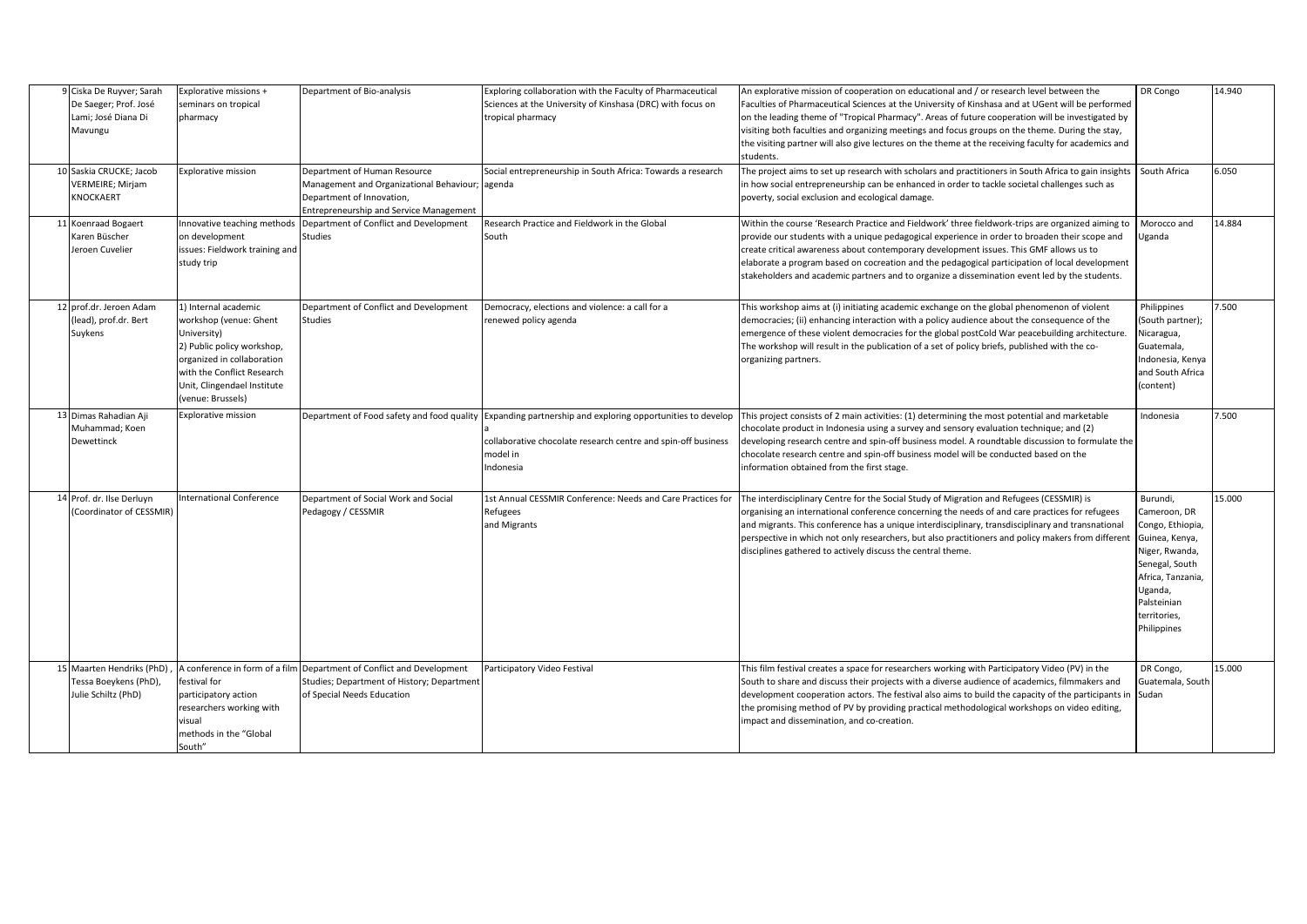| 9 | Ciska De Ruyver; Sarah De Saeger; Prof. José Lami; José Diana Di Mavungu | Explorative missions + seminars on tropical pharmacy | Department of Bio-analysis | Exploring collaboration with the Faculty of Pharmaceutical Sciences at the University of Kinshasa (DRC) with focus on tropical pharmacy | An explorative mission of cooperation on educational and / or research level between the Faculties of Pharmaceutical Sciences at the University of Kinshasa and at UGent will be performed on the leading theme of "Tropical Pharmacy". Areas of future cooperation will be investigated by visiting both faculties and organizing meetings and focus groups on the theme. During the stay, the visiting partner will also give lectures on the theme at the receiving faculty for academics and students. | DR Congo | 14.940 |
|---|---|---|---|---|---|---|---|
| 10 | Saskia CRUCKE; Jacob VERMEIRE; Mirjam KNOCKAERT | Explorative mission | Department of Human Resource Management and Organizational Behaviour; Department of Innovation, Entrepreneurship and Service Management | Social entrepreneurship in South Africa: Towards a research agenda | The project aims to set up research with scholars and practitioners in South Africa to gain insights in how social entrepreneurship can be enhanced in order to tackle societal challenges such as poverty, social exclusion and ecological damage. | South Africa | 6.050 |
| 11 | Koenraad Bogaert Karen Büscher Jeroen Cuvelier | Innovative teaching methods on development issues: Fieldwork training and study trip | Department of Conflict and Development Studies | Research Practice and Fieldwork in the Global South | Within the course 'Research Practice and Fieldwork' three fieldwork-trips are organized aiming to provide our students with a unique pedagogical experience in order to broaden their scope and create critical awareness about contemporary development issues. This GMF allows us to elaborate a program based on cocreation and the pedagogical participation of local development stakeholders and academic partners and to organize a dissemination event led by the students. | Morocco and Uganda | 14.884 |
| 12 | prof.dr. Jeroen Adam (lead), prof.dr. Bert Suykens | 1) Internal academic workshop (venue: Ghent University) 2) Public policy workshop, organized in collaboration with the Conflict Research Unit, Clingendael Institute (venue: Brussels) | Department of Conflict and Development Studies | Democracy, elections and violence: a call for a renewed policy agenda | This workshop aims at (i) initiating academic exchange on the global phenomenon of violent democracies; (ii) enhancing interaction with a policy audience about the consequence of the emergence of these violent democracies for the global postCold War peacebuilding architecture. The workshop will result in the publication of a set of policy briefs, published with the co-organizing partners. | Philippines (South partner); Nicaragua, Guatemala, Indonesia, Kenya and South Africa (content) | 7.500 |
| 13 | Dimas Rahadian Aji Muhammad; Koen Dewettinck | Explorative mission | Department of Food safety and food quality | Expanding partnership and exploring opportunities to develop a collaborative chocolate research centre and spin-off business model in Indonesia | This project consists of 2 main activities: (1) determining the most potential and marketable chocolate product in Indonesia using a survey and sensory evaluation technique; and (2) developing research centre and spin-off business model. A roundtable discussion to formulate the chocolate research centre and spin-off business model will be conducted based on the information obtained from the first stage. | Indonesia | 7.500 |
| 14 | Prof. dr. Ilse Derluyn (Coordinator of CESSMIR) | International Conference | Department of Social Work and Social Pedagogy / CESSMIR | 1st Annual CESSMIR Conference: Needs and Care Practices for Refugees and Migrants | The interdisciplinary Centre for the Social Study of Migration and Refugees (CESSMIR) is organising an international conference concerning the needs of and care practices for refugees and migrants. This conference has a unique interdisciplinary, transdisciplinary and transnational perspective in which not only researchers, but also practitioners and policy makers from different disciplines gathered to actively discuss the central theme. | Burundi, Cameroon, DR Congo, Ethiopia, Guinea, Kenya, Niger, Rwanda, Senegal, South Africa, Tanzania, Uganda, Palsteinian territories, Philippines | 15.000 |
| 15 | Maarten Hendriks (PhD), Tessa Boeykens (PhD), Julie Schiltz (PhD) | A conference in form of a film festival for participatory action researchers working with visual methods in the "Global South" | Department of Conflict and Development Studies; Department of History; Department of Special Needs Education | Participatory Video Festival | This film festival creates a space for researchers working with Participatory Video (PV) in the South to share and discuss their projects with a diverse audience of academics, filmmakers and development cooperation actors. The festival also aims to build the capacity of the participants in the promising method of PV by providing practical methodological workshops on video editing, impact and dissemination, and co-creation. | DR Congo, Guatemala, South Sudan | 15.000 |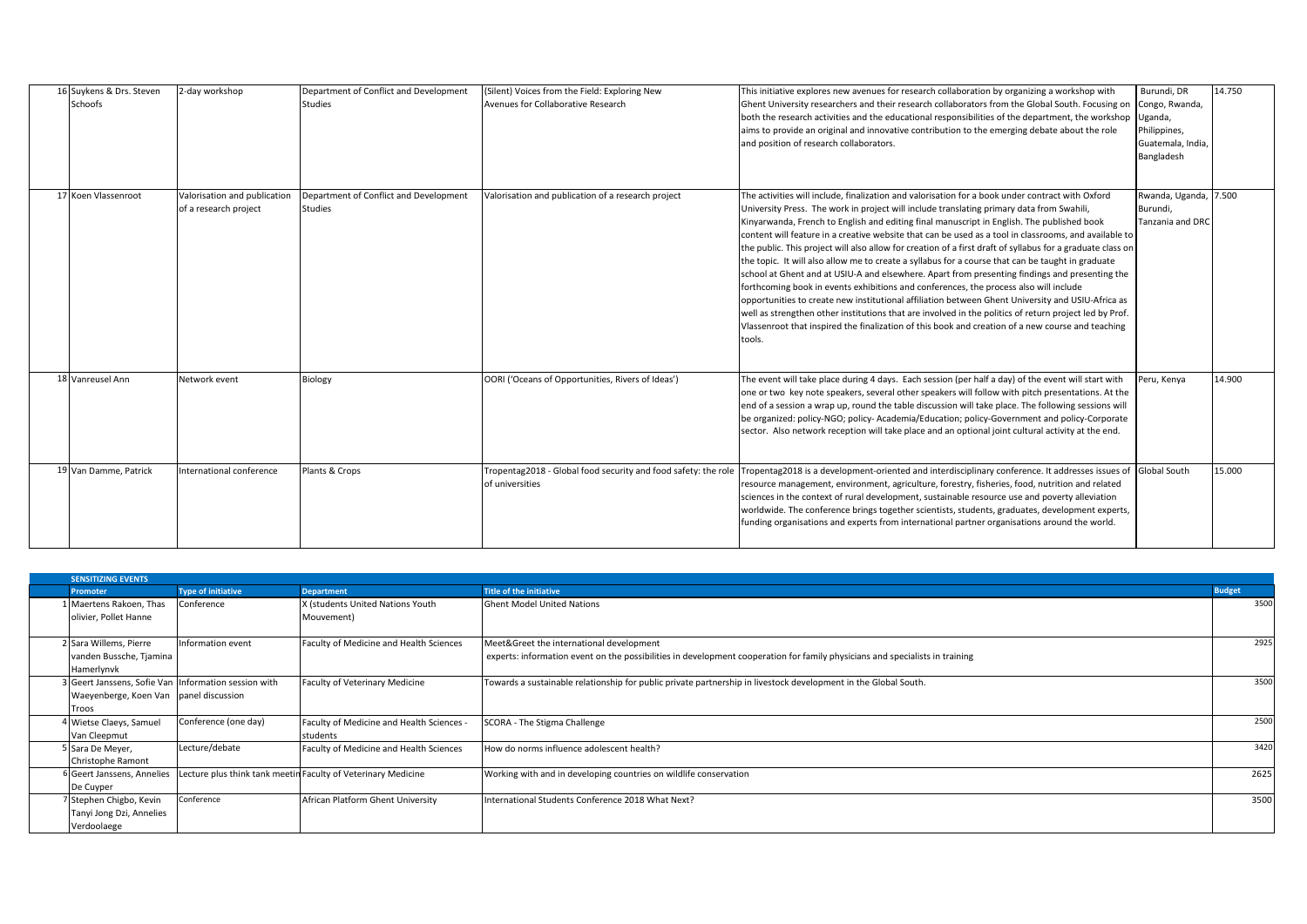| | Promoter | Type of initiative | Department | Title of the initiative | Description | Countries | Budget |
|---|---|---|---|---|---|---|---|
| 16 | Suykens & Drs. Steven Schoofs | 2-day workshop | Department of Conflict and Development Studies | (Silent) Voices from the Field: Exploring New Avenues for Collaborative Research | This initiative explores new avenues for research collaboration by organizing a workshop with Ghent University researchers and their research collaborators from the Global South. Focusing on both the research activities and the educational responsibilities of the department, the workshop aims to provide an original and innovative contribution to the emerging debate about the role and position of research collaborators. | Burundi, DR Congo, Rwanda, Uganda, Philippines, Guatemala, India, Bangladesh | 14.750 |
| 17 | Koen Vlassenroot | Valorisation and publication of a research project | Department of Conflict and Development Studies | Valorisation and publication of a research project | The activities will include, finalization and valorisation for a book under contract with Oxford University Press. The work in project will include translating primary data from Swahili, Kinyarwanda, French to English and editing final manuscript in English. The published book content will feature in a creative website that can be used as a tool in classrooms, and available to the public. This project will also allow for creation of a first draft of syllabus for a graduate class on the topic. It will also allow me to create a syllabus for a course that can be taught in graduate school at Ghent and at USIU-A and elsewhere. Apart from presenting findings and presenting the forthcoming book in events exhibitions and conferences, the process also will include opportunities to create new institutional affiliation between Ghent University and USIU-Africa as well as strengthen other institutions that are involved in the politics of return project led by Prof. Vlassenroot that inspired the finalization of this book and creation of a new course and teaching tools. | Rwanda, Uganda, Burundi, Tanzania and DRC | 7.500 |
| 18 | Vanreusel Ann | Network event | Biology | OORI ('Oceans of Opportunities, Rivers of Ideas') | The event will take place during 4 days. Each session (per half a day) of the event will start with one or two key note speakers, several other speakers will follow with pitch presentations. At the end of a session a wrap up, round the table discussion will take place. The following sessions will be organized: policy-NGO; policy- Academia/Education; policy-Government and policy-Corporate sector. Also network reception will take place and an optional joint cultural activity at the end. | Peru, Kenya | 14.900 |
| 19 | Van Damme, Patrick | International conference | Plants & Crops | Tropentag2018 - Global food security and food safety: the role of universities | Tropentag2018 is a development-oriented and interdisciplinary conference. It addresses issues of resource management, environment, agriculture, forestry, fisheries, food, nutrition and related sciences in the context of rural development, sustainable resource use and poverty alleviation worldwide. The conference brings together scientists, students, graduates, development experts, funding organisations and experts from international partner organisations around the world. | Global South | 15.000 |

**SENSITIZING EVENTS**

| | Promoter | Type of initiative | Department | Title of the initiative | Budget |
|---|---|---|---|---|---|
| 1 | Maertens Rakoen, Thas olivier, Pollet Hanne | Conference | X (students United Nations Youth Mouvement) | Ghent Model United Nations | 3500 |
| 2 | Sara Willems, Pierre vanden Bussche, Tjamina Hamerlynvk | Information event | Faculty of Medicine and Health Sciences | Meet&Greet the international development experts: information event on the possibilities in development cooperation for family physicians and specialists in training | 2925 |
| 3 | Geert Janssens, Sofie Van Waeyenberge, Koen Van Troos | Information session with panel discussion | Faculty of Veterinary Medicine | Towards a sustainable relationship for public private partnership in livestock development in the Global South. | 3500 |
| 4 | Wietse Claeys, Samuel Van Cleepmut | Conference (one day) | Faculty of Medicine and Health Sciences - students | SCORA - The Stigma Challenge | 2500 |
| 5 | Sara De Meyer, Christophe Ramont | Lecture/debate | Faculty of Medicine and Health Sciences | How do norms influence adolescent health? | 3420 |
| 6 | Geert Janssens, Annelies De Cuyper | Lecture plus think tank meetin | Faculty of Veterinary Medicine | Working with and in developing countries on wildlife conservation | 2625 |
| 7 | Stephen Chigbo, Kevin Tanyi Jong Dzi, Annelies Verdoolaege | Conference | African Platform Ghent University | International Students Conference 2018 What Next? | 3500 |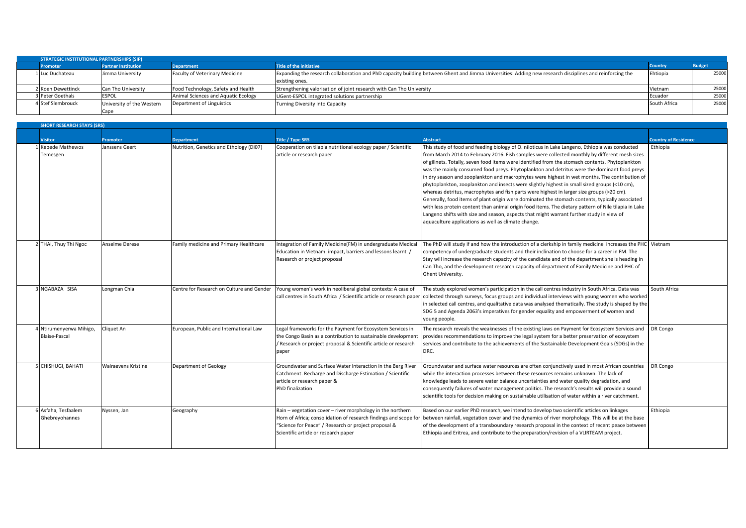## STRATEGIC INSTITUTIONAL PARTNERSHIPS (SIP)

| | Promoter | Partner Institution | Department | Title of the initiative | Country | Budget |
|---|---|---|---|---|---|---|
| 1 | Luc Duchateau | Jimma University | Faculty of Veterinary Medicine | Expanding the research collaboration and PhD capacity building between Ghent and Jimma Universities: Adding new research disciplines and reinforcing the existing ones. | Ehtiopia | 25000 |
| 2 | Koen Dewettinck | Can Tho University | Food Technology, Safety and Health | Strengthening valorisation of joint research with Can Tho University | Vietnam | 25000 |
| 3 | Peter Goethals | ESPOL | Animal Sciences and Aquatic Ecology | UGent-ESPOL integrated solutions partnership | Ecuador | 25000 |
| 4 | Stef Slembrouck | University of the Western Cape | Department of Linguistics | Turning Diversity into Capacity | South Africa | 25000 |

## SHORT RESEARCH STAYS (SRS)

| | Visitor | Promoter | Department | Title / Type SRS | Abstract | Country of Residence |
|---|---|---|---|---|---|---|
| 1 | Kebede Mathewos Temesgen | Janssens Geert | Nutrition, Genetics and Ethology (DI07) | Cooperation on tilapia nutritional ecology paper / Scientific article or research paper | This study of food and feeding biology of O. niloticus in Lake Langeno, Ethiopia was conducted from March 2014 to February 2016. Fish samples were collected monthly by different mesh sizes of gillnets. Totally, seven food items were identified from the stomach contents. Phytoplankton was the mainly consumed food preys. Phytoplankton and detritus were the dominant food preys in dry season and zooplankton and macrophytes were highest in wet months. The contribution of phytoplankton, zooplankton and insects were slightly highest in small sized groups (<10 cm), whereas detritus, macrophytes and fish parts were highest in larger size groups (>20 cm). Generally, food items of plant origin were dominated the stomach contents, typically associated with less protein content than animal origin food items. The dietary pattern of Nile tilapia in Lake Langeno shifts with size and season, aspects that might warrant further study in view of aquaculture applications as well as climate change. | Ethiopia |
| 2 | THAI, Thuy Thi Ngoc | Anselme Derese | Family medicine and Primary Healthcare | Integration of Family Medicine(FM) in undergraduate Medical Education in Vietnam: impact, barriers and lessons learnt / Research or project proposal | The PhD will study if and how the introduction of a clerkship in family medicine increases the PHC competency of undergraduate students and their inclination to choose for a career in FM. The Stay will increase the research capacity of the candidate and of the department she is heading in Can Tho, and the development research capacity of department of Family Medicine and PHC of Ghent University. | Vietnam |
| 3 | NGABAZA SISA | Longman Chia | Centre for Research on Culture and Gender | Young women's work in neoliberal global contexts: A case of call centres in South Africa / Scientific article or research paper | The study explored women's participation in the call centres industry in South Africa. Data was collected through surveys, focus groups and individual interviews with young women who worked in selected call centres, and qualitative data was analysed thematically. The study is shaped by the SDG 5 and Agenda 2063's imperatives for gender equality and empowerment of women and young people. | South Africa |
| 4 | Ntirumenyerwa Mihigo, Blaise-Pascal | Cliquet An | European, Public and International Law | Legal frameworks for the Payment for Ecosystem Services in the Congo Basin as a contribution to sustainable development / Research or project proposal & Scientific article or research paper | The research reveals the weaknesses of the existing laws on Payment for Ecosystem Services and provides recommendations to improve the legal system for a better preservation of ecosystem services and contribute to the achievements of the Sustainable Development Goals (SDGs) in the DRC. | DR Congo |
| 5 | CHISHUGI, BAHATI | Walraevens Kristine | Department of Geology | Groundwater and Surface Water Interaction in the Berg River Catchment. Recharge and Discharge Estimation / Scientific article or research paper & PhD finalization | Groundwater and surface water resources are often conjunctively used in most African countries while the interaction processes between these resources remains unknown. The lack of knowledge leads to severe water balance uncertainties and water quality degradation, and consequently failures of water management politics. The research's results will provide a sound scientific tools for decision making on sustainable utilisation of water within a river catchment. | DR Congo |
| 6 | Asfaha, Tesfaalem Ghebreyohannes | Nyssen, Jan | Geography | Rain – vegetation cover – river morphology in the northern Horn of Africa; consolidation of research findings and scope for "Science for Peace" / Research or project proposal & Scientific article or research paper | Based on our earlier PhD research, we intend to develop two scientific articles on linkages between rainfall, vegetation cover and the dynamics of river morphology. This will be at the base of the development of a transboundary research proposal in the context of recent peace between Ethiopia and Eritrea, and contribute to the preparation/revision of a VLIRTEAM project. | Ethiopia |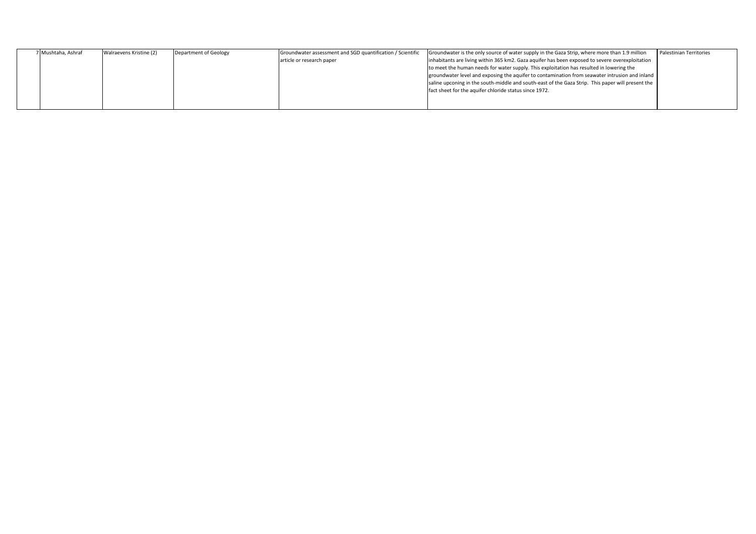| | | | | | | |
|---|---|---|---|---|---|---|
| 7 | Mushtaha, Ashraf | Walraevens Kristine (2) | Department of Geology | Groundwater assessment and SGD quantification / Scientific article or research paper | Groundwater is the only source of water supply in the Gaza Strip, where more than 1.9 million inhabitants are living within 365 km2. Gaza aquifer has been exposed to severe overexploitation to meet the human needs for water supply. This exploitation has resulted in lowering the groundwater level and exposing the aquifer to contamination from seawater intrusion and inland saline upconing in the south-middle and south-east of the Gaza Strip. This paper will present the fact sheet for the aquifer chloride status since 1972. | Palestinian Territories |